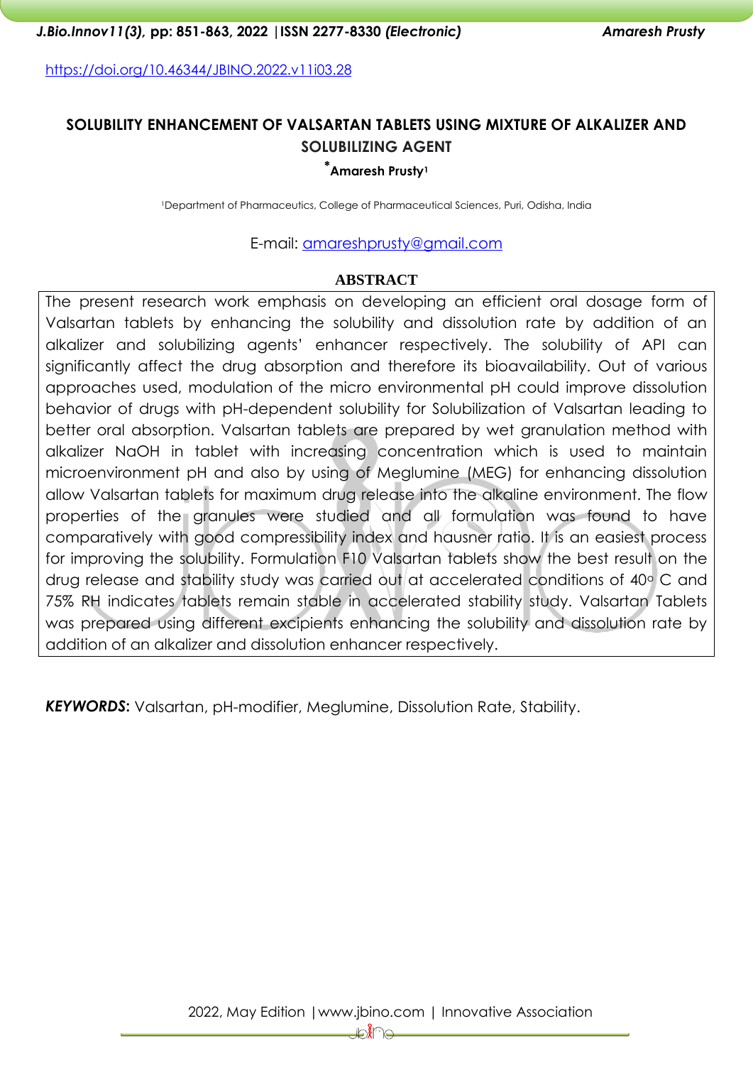https://doi.org/10.46344/JBINO.2022.v11i03.28

# SOLUBILITY ENHANCEMENT OF VALSARTAN TABLETS USING MIXTURE OF ALKALIZER AND SOLUBILIZING AGENT

**\*Amaresh Prusty[1]**

[1]Department of Pharmaceutics, College of Pharmaceutical Sciences, Puri, Odisha, India

E-mail: amareshprusty@gmail.com

## ABSTRACT

The present research work emphasis on developing an efficient oral dosage form of Valsartan tablets by enhancing the solubility and dissolution rate by addition of an alkalizer and solubilizing agents' enhancer respectively. The solubility of API can significantly affect the drug absorption and therefore its bioavailability. Out of various approaches used, modulation of the micro environmental pH could improve dissolution behavior of drugs with pH-dependent solubility for Solubilization of Valsartan leading to better oral absorption. Valsartan tablets are prepared by wet granulation method with alkalizer NaOH in tablet with increasing concentration which is used to maintain microenvironment pH and also by using of Meglumine (MEG) for enhancing dissolution allow Valsartan tablets for maximum drug release into the alkaline environment. The flow properties of the granules were studied and all formulation was found to have comparatively with good compressibility index and hausner ratio. It is an easiest process for improving the solubility. Formulation F10 Valsartan tablets show the best result on the drug release and stability study was carried out at accelerated conditions of 40° C and 75% RH indicates tablets remain stable in accelerated stability study. Valsartan Tablets was prepared using different excipients enhancing the solubility and dissolution rate by addition of an alkalizer and dissolution enhancer respectively.

***KEYWORDS*:** Valsartan, pH-modifier, Meglumine, Dissolution Rate, Stability.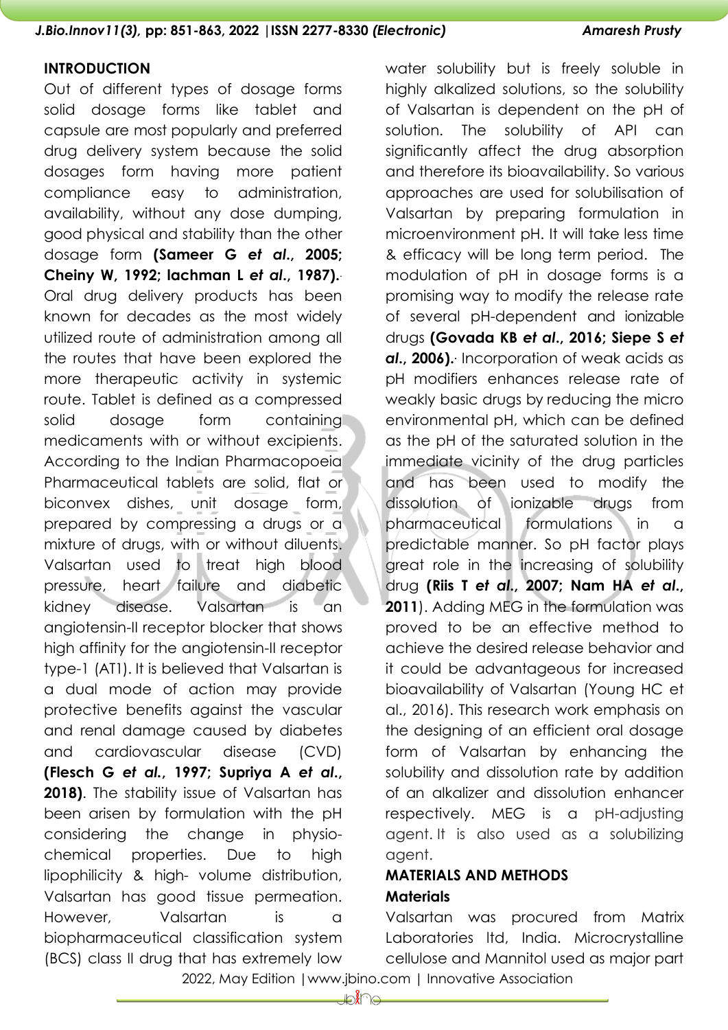## INTRODUCTION

Out of different types of dosage forms solid dosage forms like tablet and capsule are most popularly and preferred drug delivery system because the solid dosages form having more patient compliance easy to administration, availability, without any dose dumping, good physical and stability than the other dosage form **(Sameer G *et al.*, 2005; Cheiny W, 1992; lachman L *et al.*, 1987).** Oral drug delivery products has been known for decades as the most widely utilized route of administration among all the routes that have been explored the more therapeutic activity in systemic route. Tablet is defined as a compressed solid dosage form containing medicaments with or without excipients. According to the Indian Pharmacopoeia Pharmaceutical tablets are solid, flat or biconvex dishes, unit dosage form, prepared by compressing a drugs or a mixture of drugs, with or without diluents. Valsartan used to treat high blood pressure, heart failure and diabetic kidney disease. Valsartan is an angiotensin-II receptor blocker that shows high affinity for the angiotensin-II receptor type-1 (AT1). It is believed that Valsartan is a dual mode of action may provide protective benefits against the vascular and renal damage caused by diabetes and cardiovascular disease (CVD) **(Flesch G *et al.*, 1997; Supriya A *et al.*, 2018)**. The stability issue of Valsartan has been arisen by formulation with the pH considering the change in physio-chemical properties. Due to high lipophilicity & high- volume distribution, Valsartan has good tissue permeation. However, Valsartan is a biopharmaceutical classification system (BCS) class II drug that has extremely low water solubility but is freely soluble in highly alkalized solutions, so the solubility of Valsartan is dependent on the pH of solution. The solubility of API can significantly affect the drug absorption and therefore its bioavailability. So various approaches are used for solubilisation of Valsartan by preparing formulation in microenvironment pH. It will take less time & efficacy will be long term period. The modulation of pH in dosage forms is a promising way to modify the release rate of several pH-dependent and ionizable drugs **(Govada KB *et al.*, 2016; Siepe S *et al.*, 2006).** Incorporation of weak acids as pH modifiers enhances release rate of weakly basic drugs by reducing the micro environmental pH, which can be defined as the pH of the saturated solution in the immediate vicinity of the drug particles and has been used to modify the dissolution of ionizable drugs from pharmaceutical formulations in a predictable manner. So pH factor plays great role in the increasing of solubility drug **(Riis T *et al.*, 2007; Nam HA *et al.*, 2011**). Adding MEG in the formulation was proved to be an effective method to achieve the desired release behavior and it could be advantageous for increased bioavailability of Valsartan (Young HC et al., 2016). This research work emphasis on the designing of an efficient oral dosage form of Valsartan by enhancing the solubility and dissolution rate by addition of an alkalizer and dissolution enhancer respectively. MEG is a pH-adjusting agent. It is also used as a solubilizing agent.

## MATERIALS AND METHODS

### Materials

Valsartan was procured from Matrix Laboratories ltd, India. Microcrystalline cellulose and Mannitol used as major part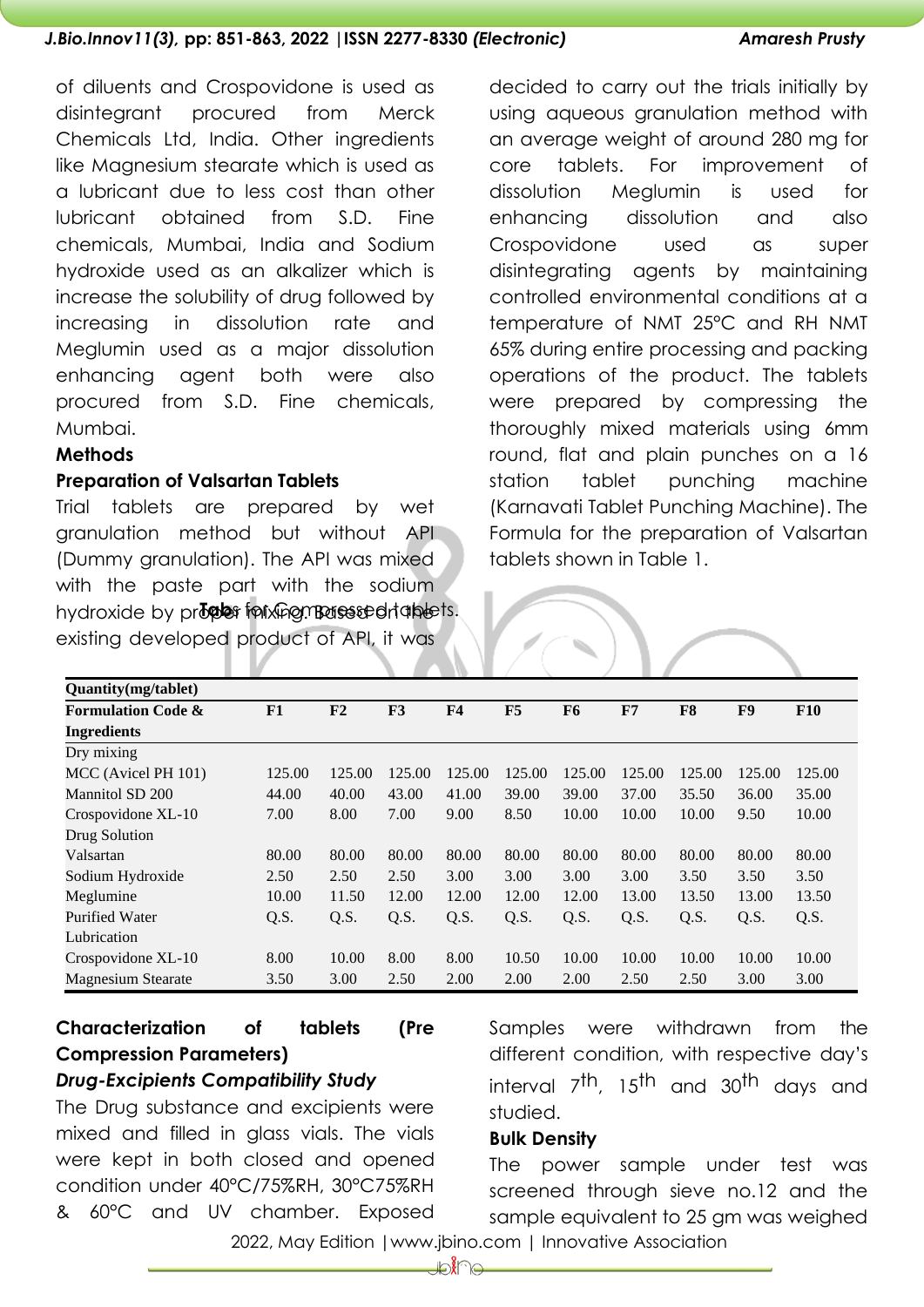of diluents and Crospovidone is used as disintegrant procured from Merck Chemicals Ltd, India. Other ingredients like Magnesium stearate which is used as a lubricant due to less cost than other lubricant obtained from S.D. Fine chemicals, Mumbai, India and Sodium hydroxide used as an alkalizer which is increase the solubility of drug followed by increasing in dissolution rate and Meglumin used as a major dissolution enhancing agent both were also procured from S.D. Fine chemicals, Mumbai.

## Methods

### Preparation of Valsartan Tablets

Trial tablets are prepared by wet granulation method but without API (Dummy granulation). The API was mixed with the paste part with the sodium hydroxide by proper mixing. Based on the existing developed product of API, it was decided to carry out the trials initially by using aqueous granulation method with an average weight of around 280 mg for core tablets. For improvement of dissolution Meglumin is used for enhancing dissolution and also Crospovidone used as super disintegrating agents by maintaining controlled environmental conditions at a temperature of NMT 25°C and RH NMT 65% during entire processing and packing operations of the product. The tablets were prepared by compressing the thoroughly mixed materials using 6mm round, flat and plain punches on a 16 station tablet punching machine (Karnavati Tablet Punching Machine). The Formula for the preparation of Valsartan tablets shown in Table 1.

**Table** for Compressed tablets.

| Quantity(mg/tablet) | | | | | | | | | | |
|---|---|---|---|---|---|---|---|---|---|---|
| **Formulation Code & Ingredients** | **F1** | **F2** | **F3** | **F4** | **F5** | **F6** | **F7** | **F8** | **F9** | **F10** |
| Dry mixing | | | | | | | | | | |
| MCC (Avicel PH 101) | 125.00 | 125.00 | 125.00 | 125.00 | 125.00 | 125.00 | 125.00 | 125.00 | 125.00 | 125.00 |
| Mannitol SD 200 | 44.00 | 40.00 | 43.00 | 41.00 | 39.00 | 39.00 | 37.00 | 35.50 | 36.00 | 35.00 |
| Crospovidone XL-10 | 7.00 | 8.00 | 7.00 | 9.00 | 8.50 | 10.00 | 10.00 | 10.00 | 9.50 | 10.00 |
| Drug Solution | | | | | | | | | | |
| Valsartan | 80.00 | 80.00 | 80.00 | 80.00 | 80.00 | 80.00 | 80.00 | 80.00 | 80.00 | 80.00 |
| Sodium Hydroxide | 2.50 | 2.50 | 2.50 | 3.00 | 3.00 | 3.00 | 3.00 | 3.50 | 3.50 | 3.50 |
| Meglumine | 10.00 | 11.50 | 12.00 | 12.00 | 12.00 | 12.00 | 13.00 | 13.50 | 13.00 | 13.50 |
| Purified Water | Q.S. | Q.S. | Q.S. | Q.S. | Q.S. | Q.S. | Q.S. | Q.S. | Q.S. | Q.S. |
| Lubrication | | | | | | | | | | |
| Crospovidone XL-10 | 8.00 | 10.00 | 8.00 | 8.00 | 10.50 | 10.00 | 10.00 | 10.00 | 10.00 | 10.00 |
| Magnesium Stearate | 3.50 | 3.00 | 2.50 | 2.00 | 2.00 | 2.00 | 2.50 | 2.50 | 3.00 | 3.00 |

### Characterization of tablets (Pre Compression Parameters)

#### *Drug-Excipients Compatibility Study*

The Drug substance and excipients were mixed and filled in glass vials. The vials were kept in both closed and opened condition under 40°C/75%RH, 30°C75%RH & 60°C and UV chamber. Exposed Samples were withdrawn from the different condition, with respective day's interval 7th, 15th and 30th days and studied.

#### Bulk Density

The power sample under test was screened through sieve no.12 and the sample equivalent to 25 gm was weighed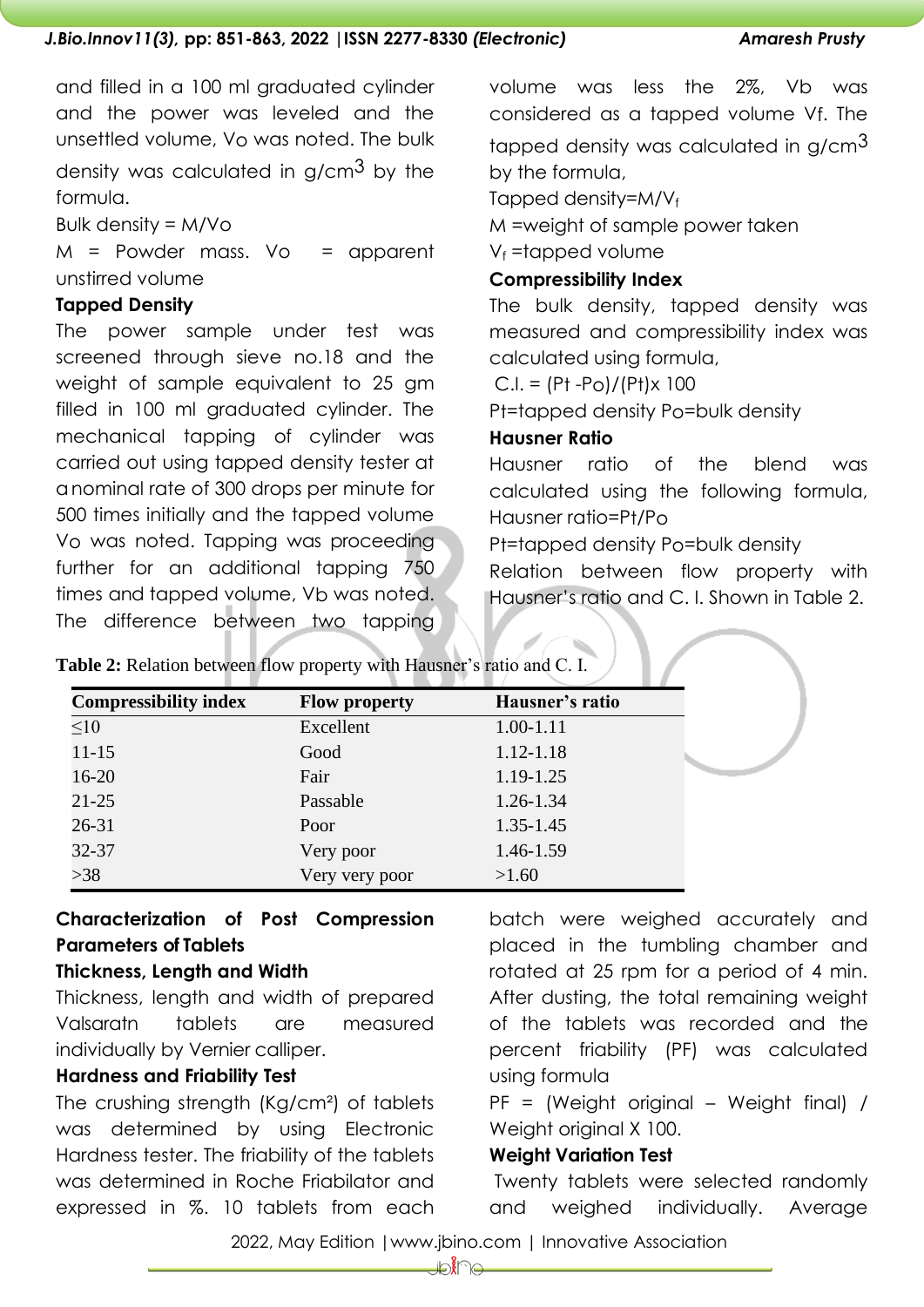and filled in a 100 ml graduated cylinder and the power was leveled and the unsettled volume, Vo was noted. The bulk density was calculated in g/cm$^3$ by the formula.

Bulk density = M/Vo

M = Powder mass. Vo = apparent unstirred volume

**Tapped Density**

The power sample under test was screened through sieve no.18 and the weight of sample equivalent to 25 gm filled in 100 ml graduated cylinder. The mechanical tapping of cylinder was carried out using tapped density tester at a nominal rate of 300 drops per minute for 500 times initially and the tapped volume Vo was noted. Tapping was proceeding further for an additional tapping 750 times and tapped volume, Vb was noted. The difference between two tapping volume was less the 2%, Vb was considered as a tapped volume Vf. The tapped density was calculated in g/cm$^3$ by the formula,

Tapped density=M/$V_f$

M =weight of sample power taken

$V_f$ =tapped volume

**Compressibility Index**

The bulk density, tapped density was measured and compressibility index was calculated using formula,

C.I. = (Pt -Po)/(Pt)x 100

Pt=tapped density Po=bulk density

**Hausner Ratio**

Hausner ratio of the blend was calculated using the following formula,

Hausner ratio=Pt/Po

Pt=tapped density Po=bulk density

Relation between flow property with Hausner's ratio and C. I. Shown in Table 2.

**Table 2:** Relation between flow property with Hausner's ratio and C. I.

| Compressibility index | Flow property | Hausner's ratio |
|---|---|---|
| ≤10 | Excellent | 1.00-1.11 |
| 11-15 | Good | 1.12-1.18 |
| 16-20 | Fair | 1.19-1.25 |
| 21-25 | Passable | 1.26-1.34 |
| 26-31 | Poor | 1.35-1.45 |
| 32-37 | Very poor | 1.46-1.59 |
| >38 | Very very poor | >1.60 |

**Characterization of Post Compression Parameters of Tablets**

**Thickness, Length and Width**

Thickness, length and width of prepared Valsaratn tablets are measured individually by Vernier calliper.

**Hardness and Friability Test**

The crushing strength (Kg/cm²) of tablets was determined by using Electronic Hardness tester. The friability of the tablets was determined in Roche Friabilator and expressed in %. 10 tablets from each batch were weighed accurately and placed in the tumbling chamber and rotated at 25 rpm for a period of 4 min. After dusting, the total remaining weight of the tablets was recorded and the percent friability (PF) was calculated using formula

PF = (Weight original – Weight final) / Weight original X 100.

**Weight Variation Test**

Twenty tablets were selected randomly and weighed individually. Average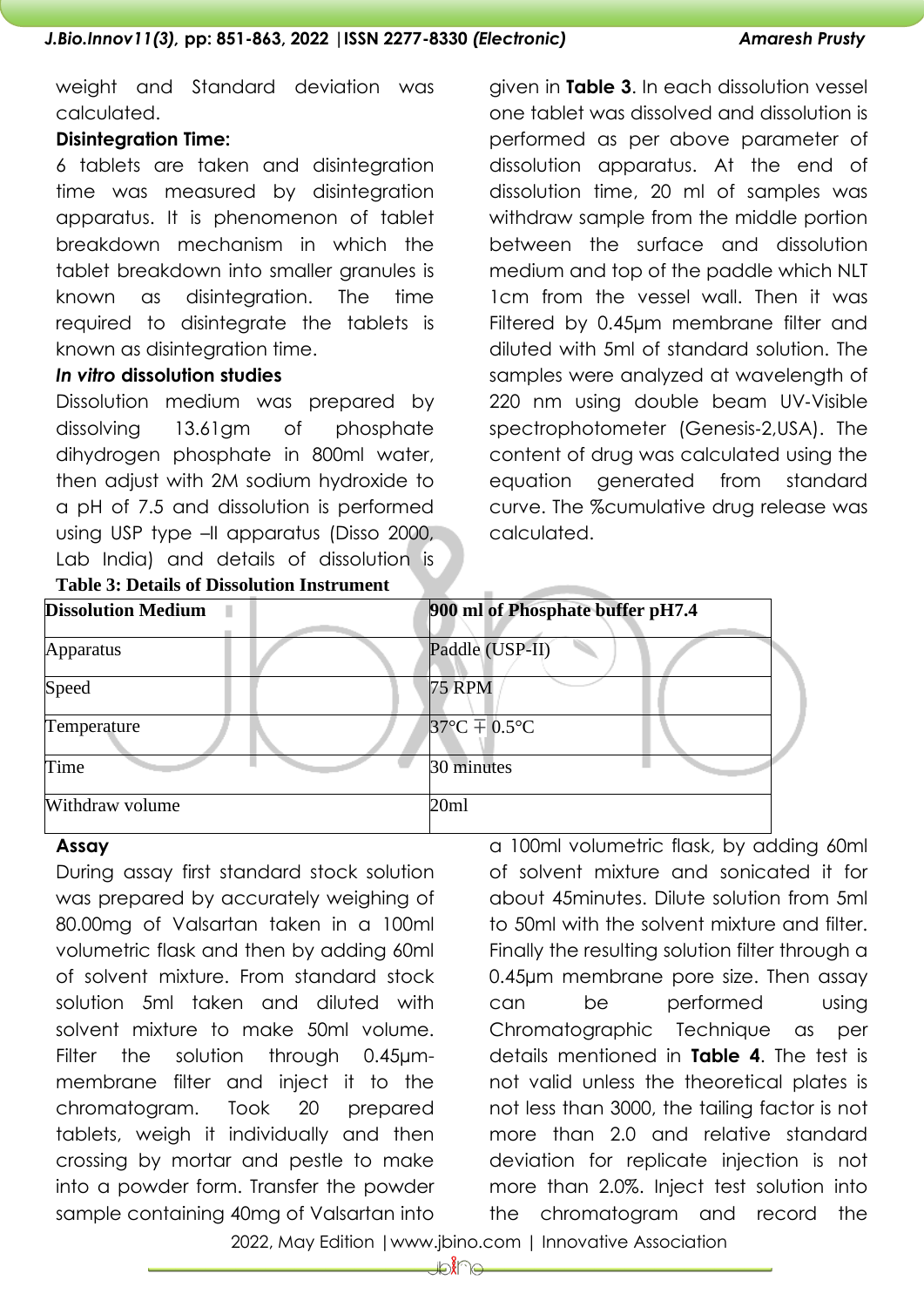weight and Standard deviation was calculated.

**Disintegration Time:**

6 tablets are taken and disintegration time was measured by disintegration apparatus. It is phenomenon of tablet breakdown mechanism in which the tablet breakdown into smaller granules is known as disintegration. The time required to disintegrate the tablets is known as disintegration time.

***In vitro* dissolution studies**

Dissolution medium was prepared by dissolving 13.61gm of phosphate dihydrogen phosphate in 800ml water, then adjust with 2M sodium hydroxide to a pH of 7.5 and dissolution is performed using USP type –II apparatus (Disso 2000, Lab India) and details of dissolution is given in **Table 3**. In each dissolution vessel one tablet was dissolved and dissolution is performed as per above parameter of dissolution apparatus. At the end of dissolution time, 20 ml of samples was withdraw sample from the middle portion between the surface and dissolution medium and top of the paddle which NLT 1cm from the vessel wall. Then it was Filtered by 0.45μm membrane filter and diluted with 5ml of standard solution. The samples were analyzed at wavelength of 220 nm using double beam UV-Visible spectrophotometer (Genesis-2,USA). The content of drug was calculated using the equation generated from standard curve. The %cumulative drug release was calculated.

**Table 3: Details of Dissolution Instrument**

| **Dissolution Medium** | **900 ml of Phosphate buffer pH7.4** |
|---|---|
| Apparatus | Paddle (USP-II) |
| Speed | 75 RPM |
| Temperature | 37°C ∓ 0.5°C |
| Time | 30 minutes |
| Withdraw volume | 20ml |

**Assay**

During assay first standard stock solution was prepared by accurately weighing of 80.00mg of Valsartan taken in a 100ml volumetric flask and then by adding 60ml of solvent mixture. From standard stock solution 5ml taken and diluted with solvent mixture to make 50ml volume. Filter the solution through 0.45μm-membrane filter and inject it to the chromatogram. Took 20 prepared tablets, weigh it individually and then crossing by mortar and pestle to make into a powder form. Transfer the powder sample containing 40mg of Valsartan into a 100ml volumetric flask, by adding 60ml of solvent mixture and sonicated it for about 45minutes. Dilute solution from 5ml to 50ml with the solvent mixture and filter. Finally the resulting solution filter through a 0.45μm membrane pore size. Then assay can be performed using Chromatographic Technique as per details mentioned in **Table 4**. The test is not valid unless the theoretical plates is not less than 3000, the tailing factor is not more than 2.0 and relative standard deviation for replicate injection is not more than 2.0%. Inject test solution into the chromatogram and record the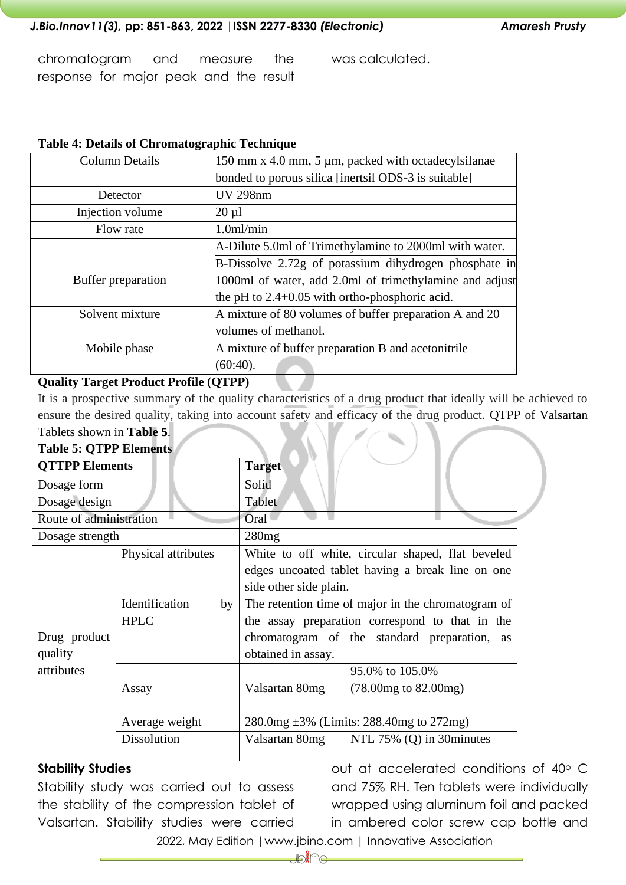chromatogram and measure the response for major peak and the result was calculated.

**Table 4: Details of Chromatographic Technique**

| | |
|---|---|
| Column Details | 150 mm x 4.0 mm, 5 µm, packed with octadecylsilanae bonded to porous silica [inertsil ODS-3 is suitable] |
| Detector | UV 298nm |
| Injection volume | 20 µl |
| Flow rate | 1.0ml/min |
| Buffer preparation | A-Dilute 5.0ml of Trimethylamine to 2000ml with water. |
| | B-Dissolve 2.72g of potassium dihydrogen phosphate in 1000ml of water, add 2.0ml of trimethylamine and adjust the pH to 2.4±0.05 with ortho-phosphoric acid. |
| Solvent mixture | A mixture of 80 volumes of buffer preparation A and 20 volumes of methanol. |
| Mobile phase | A mixture of buffer preparation B and acetonitrile (60:40). |

**Quality Target Product Profile (QTPP)**

It is a prospective summary of the quality characteristics of a drug product that ideally will be achieved to ensure the desired quality, taking into account safety and efficacy of the drug product. QTPP of Valsartan Tablets shown in **Table 5**.

**Table 5: QTPP Elements**

| QTTPP Elements | | Target | |
|---|---|---|---|
| Dosage form | | Solid | |
| Dosage design | | Tablet | |
| Route of administration | | Oral | |
| Dosage strength | | 280mg | |
| Drug product quality attributes | Physical attributes | White to off white, circular shaped, flat beveled edges uncoated tablet having a break line on one side other side plain. | |
| | Identification by HPLC | The retention time of major in the chromatogram of the assay preparation correspond to that in the chromatogram of the standard preparation, as obtained in assay. | |
| | Assay | Valsartan 80mg | 95.0% to 105.0% (78.00mg to 82.00mg) |
| | Average weight | 280.0mg ±3% (Limits: 288.40mg to 272mg) | |
| | Dissolution | Valsartan 80mg | NTL 75% (Q) in 30minutes |

**Stability Studies**

Stability study was carried out to assess the stability of the compression tablet of Valsartan. Stability studies were carried out at accelerated conditions of 40° C and 75% RH. Ten tablets were individually wrapped using aluminum foil and packed in ambered color screw cap bottle and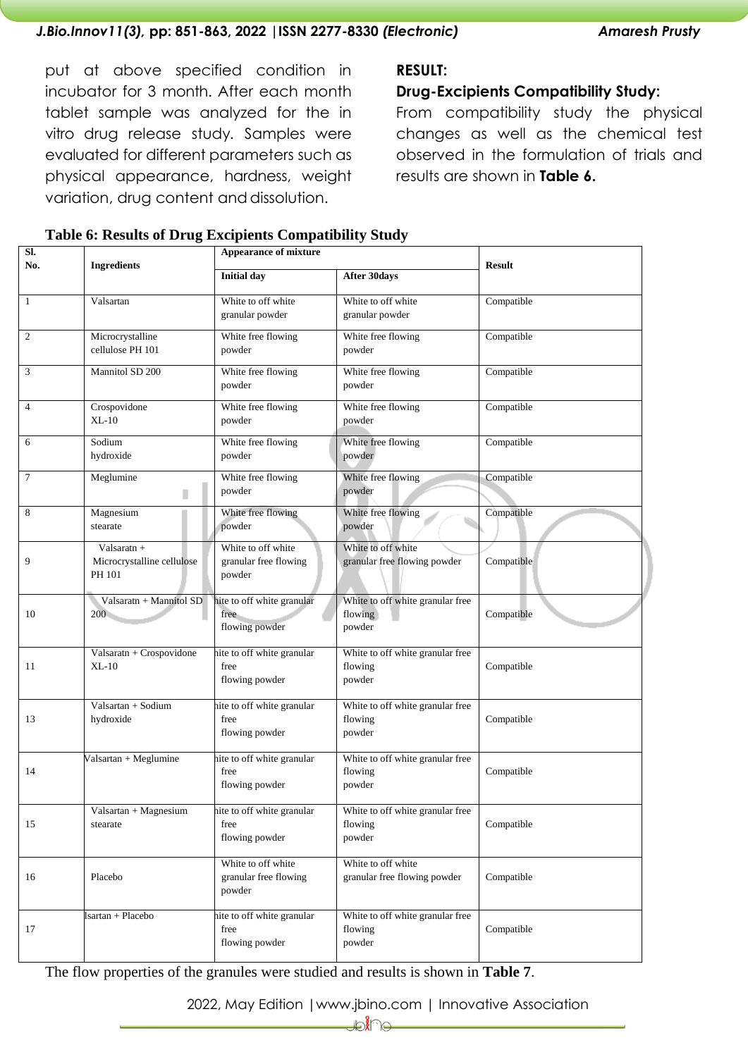put at above specified condition in incubator for 3 month. After each month tablet sample was analyzed for the in vitro drug release study. Samples were evaluated for different parameters such as physical appearance, hardness, weight variation, drug content and dissolution.

## RESULT:

### Drug-Excipients Compatibility Study:

From compatibility study the physical changes as well as the chemical test observed in the formulation of trials and results are shown in **Table 6.**

**Table 6: Results of Drug Excipients Compatibility Study**

| Sl. No. | Ingredients | Appearance of mixture | | Result |
|---|---|---|---|---|
| | | Initial day | After 30days | |
| 1 | Valsartan | White to off white granular powder | White to off white granular powder | Compatible |
| 2 | Microcrystalline cellulose PH 101 | White free flowing powder | White free flowing powder | Compatible |
| 3 | Mannitol SD 200 | White free flowing powder | White free flowing powder | Compatible |
| 4 | Crospovidone XL-10 | White free flowing powder | White free flowing powder | Compatible |
| 6 | Sodium hydroxide | White free flowing powder | White free flowing powder | Compatible |
| 7 | Meglumine | White free flowing powder | White free flowing powder | Compatible |
| 8 | Magnesium stearate | White free flowing powder | White free flowing powder | Compatible |
| 9 | Valsaratn + Microcrystalline cellulose PH 101 | White to off white granular free flowing powder | White to off white granular free flowing powder | Compatible |
| 10 | Valsaratn + Mannitol SD 200 | hite to off white granular free flowing powder | White to off white granular free flowing powder | Compatible |
| 11 | Valsaratn + Crospovidone XL-10 | hite to off white granular free flowing powder | White to off white granular free flowing powder | Compatible |
| 13 | Valsartan + Sodium hydroxide | hite to off white granular free flowing powder | White to off white granular free flowing powder | Compatible |
| 14 | Valsartan + Meglumine | hite to off white granular free flowing powder | White to off white granular free flowing powder | Compatible |
| 15 | Valsartan + Magnesium stearate | hite to off white granular free flowing powder | White to off white granular free flowing powder | Compatible |
| 16 | Placebo | White to off white granular free flowing powder | White to off white granular free flowing powder | Compatible |
| 17 | lsartan + Placebo | hite to off white granular free flowing powder | White to off white granular free flowing powder | Compatible |

The flow properties of the granules were studied and results is shown in **Table 7**.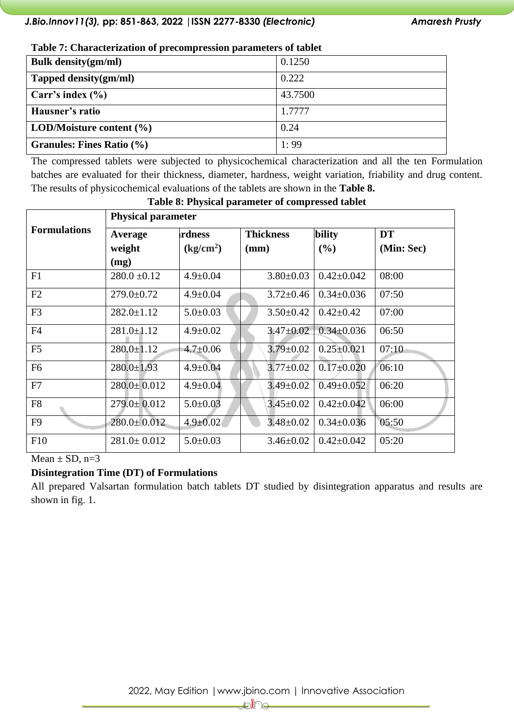**Table 7: Characterization of precompression parameters of tablet**

| **Bulk density(gm/ml)** | 0.1250 |
|---|---|
| **Tapped density(gm/ml)** | 0.222 |
| **Carr's index (%)** | 43.7500 |
| **Hausner's ratio** | 1.7777 |
| **LOD/Moisture content (%)** | 0.24 |
| **Granules: Fines Ratio (%)** | 1: 99 |

The compressed tablets were subjected to physicochemical characterization and all the ten Formulation batches are evaluated for their thickness, diameter, hardness, weight variation, friability and drug content. The results of physicochemical evaluations of the tablets are shown in the **Table 8.**

**Table 8: Physical parameter of compressed tablet**

| **Formulations** | **Physical parameter** | | | | |
|---|---|---|---|---|---|
| | **Average weight (mg)** | **ardness (kg/cm$^2$)** | **Thickness (mm)** | **bility (%)** | **DT (Min: Sec)** |
| F1 | 280.0 ±0.12 | 4.9±0.04 | 3.80±0.03 | 0.42±0.042 | 08:00 |
| F2 | 279.0±0.72 | 4.9±0.04 | 3.72±0.46 | 0.34±0.036 | 07:50 |
| F3 | 282.0±1.12 | 5.0±0.03 | 3.50±0.42 | 0.42±0.42 | 07:00 |
| F4 | 281.0±1.12 | 4.9±0.02 | 3.47±0.02 | 0.34±0.036 | 06:50 |
| F5 | 280.0±1.12 | 4.7±0.06 | 3.79±0.02 | 0.25±0.021 | 07:10 |
| F6 | 280.0±1.93 | 4.9±0.04 | 3.77±0.02 | 0.17±0.020 | 06:10 |
| F7 | 280.0± 0.012 | 4.9±0.04 | 3.49±0.02 | 0.49±0.052 | 06:20 |
| F8 | 279.0± 0.012 | 5.0±0.03 | 3.45±0.02 | 0.42±0.042 | 06:00 |
| F9 | 280.0± 0.012 | 4.9±0.02 | 3.48±0.02 | 0.34±0.036 | 05:50 |
| F10 | 281.0± 0.012 | 5.0±0.03 | 3.46±0.02 | 0.42±0.042 | 05:20 |

Mean ± SD, n=3

**Disintegration Time (DT) of Formulations**

All prepared Valsartan formulation batch tablets DT studied by disintegration apparatus and results are shown in fig. 1.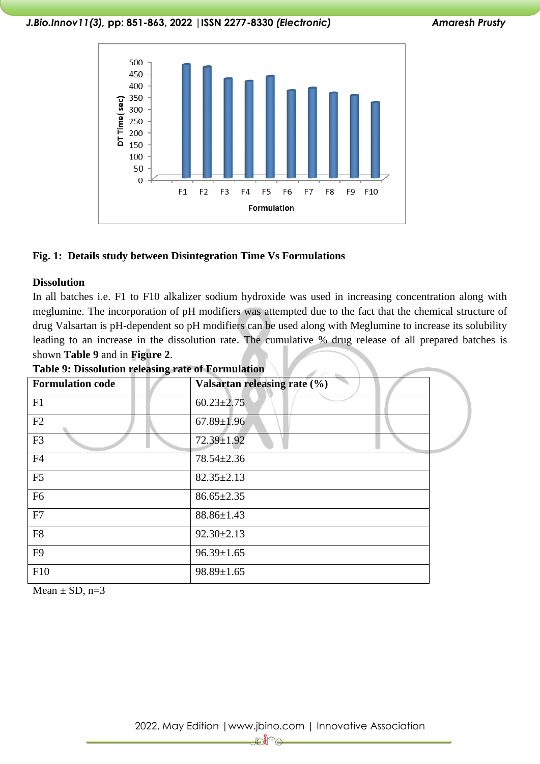**Fig. 1: Details study between Disintegration Time Vs Formulations**

**Dissolution**

In all batches i.e. F1 to F10 alkalizer sodium hydroxide was used in increasing concentration along with meglumine. The incorporation of pH modifiers was attempted due to the fact that the chemical structure of drug Valsartan is pH-dependent so pH modifiers can be used along with Meglumine to increase its solubility leading to an increase in the dissolution rate. The cumulative % drug release of all prepared batches is shown **Table 9** and in **Figure 2**.

**Table 9: Dissolution releasing rate of Formulation**

| Formulation code | Valsartan releasing rate (%) |
|---|---|
| F1 | 60.23±2.75 |
| F2 | 67.89±1.96 |
| F3 | 72.39±1.92 |
| F4 | 78.54±2.36 |
| F5 | 82.35±2.13 |
| F6 | 86.65±2.35 |
| F7 | 88.86±1.43 |
| F8 | 92.30±2.13 |
| F9 | 96.39±1.65 |
| F10 | 98.89±1.65 |

Mean ± SD, n=3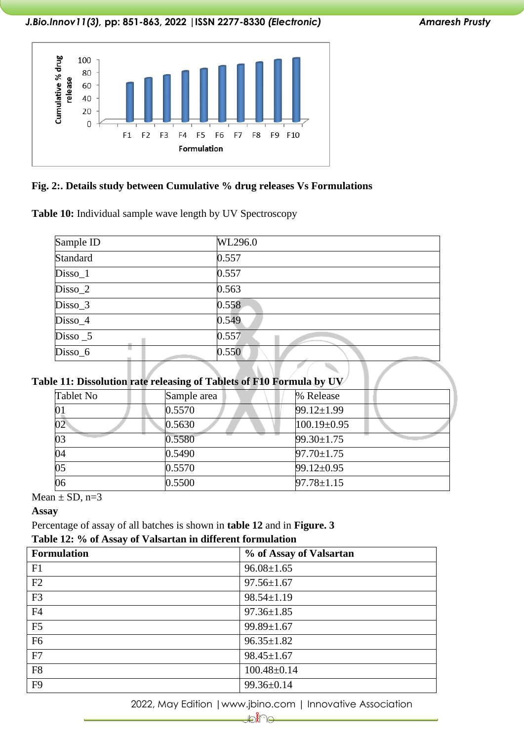**Fig. 2:. Details study between Cumulative % drug releases Vs Formulations**

**Table 10:** Individual sample wave length by UV Spectroscopy

| Sample ID | WL296.0 |
|---|---|
| Standard | 0.557 |
| Disso_1 | 0.557 |
| Disso_2 | 0.563 |
| Disso_3 | 0.558 |
| Disso_4 | 0.549 |
| Disso _5 | 0.557 |
| Disso_6 | 0.550 |

**Table 11: Dissolution rate releasing of Tablets of F10 Formula by UV**

| Tablet No | Sample area | % Release |
|---|---|---|
| 01 | 0.5570 | 99.12±1.99 |
| 02 | 0.5630 | 100.19±0.95 |
| 03 | 0.5580 | 99.30±1.75 |
| 04 | 0.5490 | 97.70±1.75 |
| 05 | 0.5570 | 99.12±0.95 |
| 06 | 0.5500 | 97.78±1.15 |

Mean ± SD, n=3

**Assay**

Percentage of assay of all batches is shown in **table 12** and in **Figure. 3**

**Table 12: % of Assay of Valsartan in different formulation**

| Formulation | % of Assay of Valsartan |
|---|---|
| F1 | 96.08±1.65 |
| F2 | 97.56±1.67 |
| F3 | 98.54±1.19 |
| F4 | 97.36±1.85 |
| F5 | 99.89±1.67 |
| F6 | 96.35±1.82 |
| F7 | 98.45±1.67 |
| F8 | 100.48±0.14 |
| F9 | 99.36±0.14 |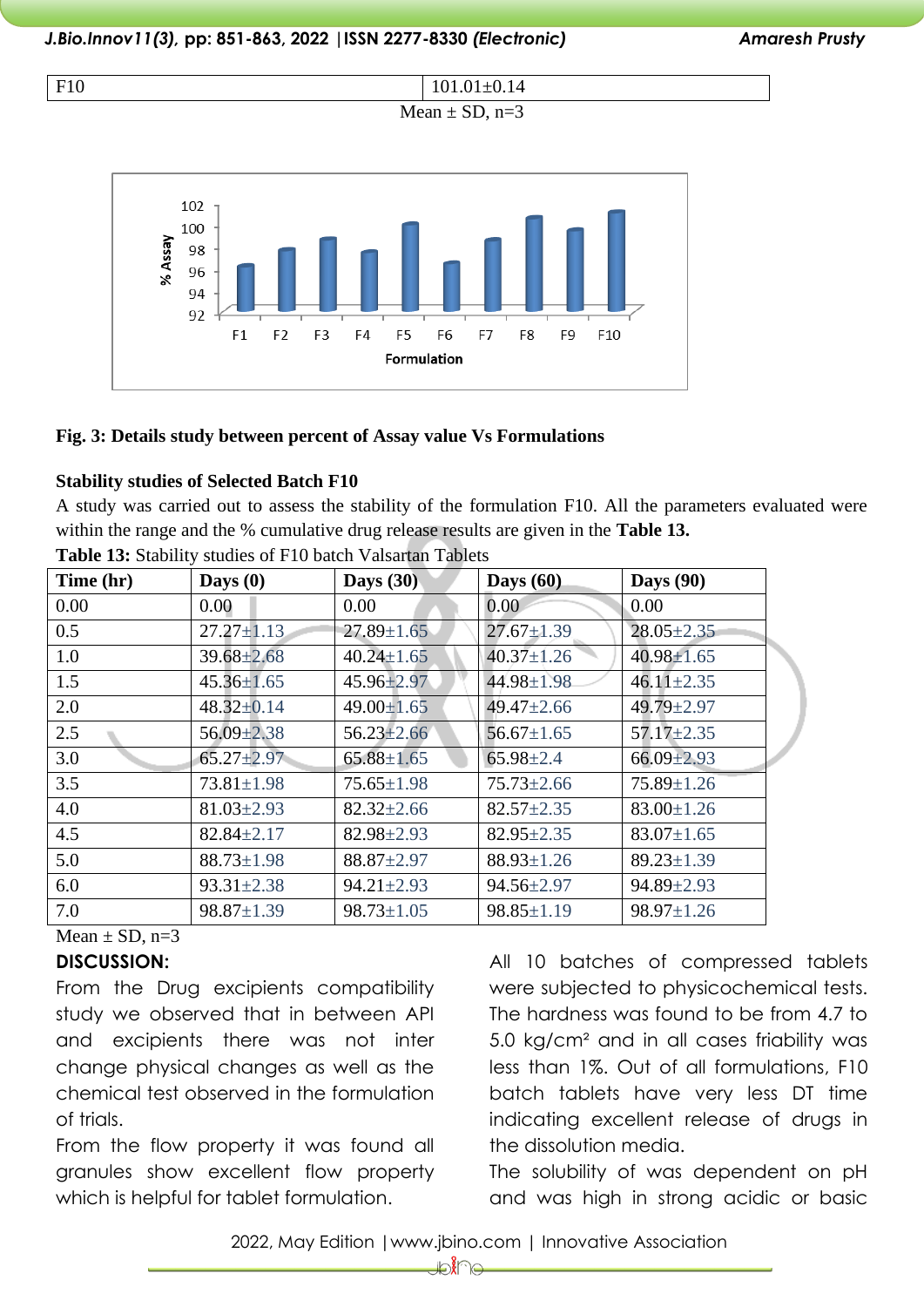| F10 | 101.01±0.14 |
|---|---|

Mean ± SD, n=3

**Fig. 3: Details study between percent of Assay value Vs Formulations**

**Stability studies of Selected Batch F10**

A study was carried out to assess the stability of the formulation F10. All the parameters evaluated were within the range and the % cumulative drug release results are given in the **Table 13.**

**Table 13:** Stability studies of F10 batch Valsartan Tablets

| Time (hr) | Days (0) | Days (30) | Days (60) | Days (90) |
|---|---|---|---|---|
| 0.00 | 0.00 | 0.00 | 0.00 | 0.00 |
| 0.5 | 27.27±1.13 | 27.89±1.65 | 27.67±1.39 | 28.05±2.35 |
| 1.0 | 39.68±2.68 | 40.24±1.65 | 40.37±1.26 | 40.98±1.65 |
| 1.5 | 45.36±1.65 | 45.96±2.97 | 44.98±1.98 | 46.11±2.35 |
| 2.0 | 48.32±0.14 | 49.00±1.65 | 49.47±2.66 | 49.79±2.97 |
| 2.5 | 56.09±2.38 | 56.23±2.66 | 56.67±1.65 | 57.17±2.35 |
| 3.0 | 65.27±2.97 | 65.88±1.65 | 65.98±2.4 | 66.09±2.93 |
| 3.5 | 73.81±1.98 | 75.65±1.98 | 75.73±2.66 | 75.89±1.26 |
| 4.0 | 81.03±2.93 | 82.32±2.66 | 82.57±2.35 | 83.00±1.26 |
| 4.5 | 82.84±2.17 | 82.98±2.93 | 82.95±2.35 | 83.07±1.65 |
| 5.0 | 88.73±1.98 | 88.87±2.97 | 88.93±1.26 | 89.23±1.39 |
| 6.0 | 93.31±2.38 | 94.21±2.93 | 94.56±2.97 | 94.89±2.93 |
| 7.0 | 98.87±1.39 | 98.73±1.05 | 98.85±1.19 | 98.97±1.26 |

Mean ± SD, n=3

**DISCUSSION:**

From the Drug excipients compatibility study we observed that in between API and excipients there was not inter change physical changes as well as the chemical test observed in the formulation of trials.

From the flow property it was found all granules show excellent flow property which is helpful for tablet formulation.

All 10 batches of compressed tablets were subjected to physicochemical tests. The hardness was found to be from 4.7 to 5.0 kg/cm² and in all cases friability was less than 1%. Out of all formulations, F10 batch tablets have very less DT time indicating excellent release of drugs in the dissolution media.

The solubility of was dependent on pH and was high in strong acidic or basic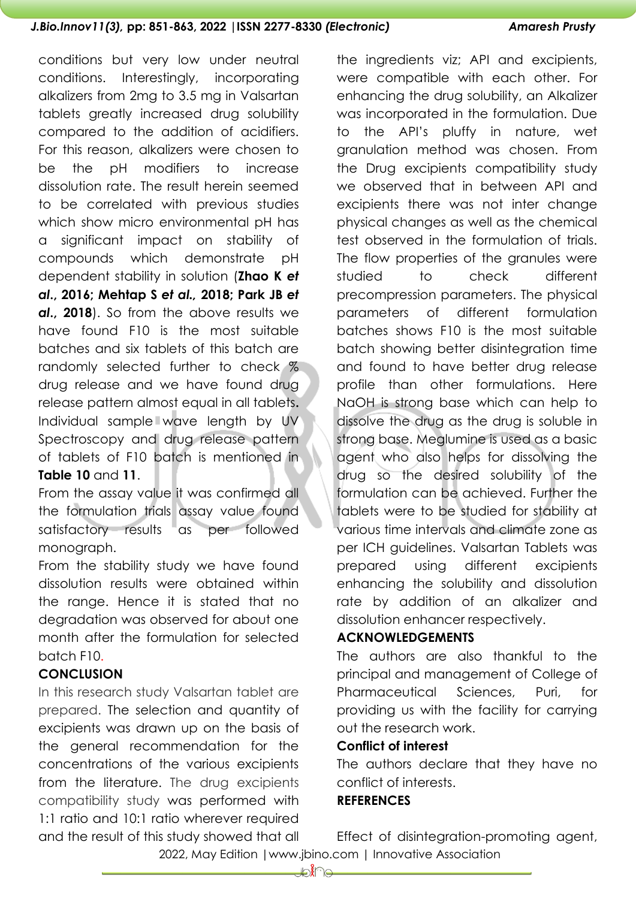conditions but very low under neutral conditions. Interestingly, incorporating alkalizers from 2mg to 3.5 mg in Valsartan tablets greatly increased drug solubility compared to the addition of acidifiers. For this reason, alkalizers were chosen to be the pH modifiers to increase dissolution rate. The result herein seemed to be correlated with previous studies which show micro environmental pH has a significant impact on stability of compounds which demonstrate pH dependent stability in solution (**Zhao K *et al.*, 2016; Mehtap S *et al.*, 2018; Park JB *et al.*, 2018**). So from the above results we have found F10 is the most suitable batches and six tablets of this batch are randomly selected further to check % drug release and we have found drug release pattern almost equal in all tablets. Individual sample wave length by UV Spectroscopy and drug release pattern of tablets of F10 batch is mentioned in **Table 10** and **11**.

From the assay value it was confirmed all the formulation trials assay value found satisfactory results as per followed monograph.

From the stability study we have found dissolution results were obtained within the range. Hence it is stated that no degradation was observed for about one month after the formulation for selected batch F10.

## CONCLUSION

In this research study Valsartan tablet are prepared. The selection and quantity of excipients was drawn up on the basis of the general recommendation for the concentrations of the various excipients from the literature. The drug excipients compatibility study was performed with 1:1 ratio and 10:1 ratio wherever required and the result of this study showed that all the ingredients viz; API and excipients, were compatible with each other. For enhancing the drug solubility, an Alkalizer was incorporated in the formulation. Due to the API's pluffy in nature, wet granulation method was chosen. From the Drug excipients compatibility study we observed that in between API and excipients there was not inter change physical changes as well as the chemical test observed in the formulation of trials. The flow properties of the granules were studied to check different precompression parameters. The physical parameters of different formulation batches shows F10 is the most suitable batch showing better disintegration time and found to have better drug release profile than other formulations. Here NaOH is strong base which can help to dissolve the drug as the drug is soluble in strong base. Meglumine is used as a basic agent who also helps for dissolving the drug so the desired solubility of the formulation can be achieved. Further the tablets were to be studied for stability at various time intervals and climate zone as per ICH guidelines. Valsartan Tablets was prepared using different excipients enhancing the solubility and dissolution rate by addition of an alkalizer and dissolution enhancer respectively.

## ACKNOWLEDGEMENTS

The authors are also thankful to the principal and management of College of Pharmaceutical Sciences, Puri, for providing us with the facility for carrying out the research work.

## Conflict of interest

The authors declare that they have no conflict of interests.

## REFERENCES

Effect of disintegration-promoting agent,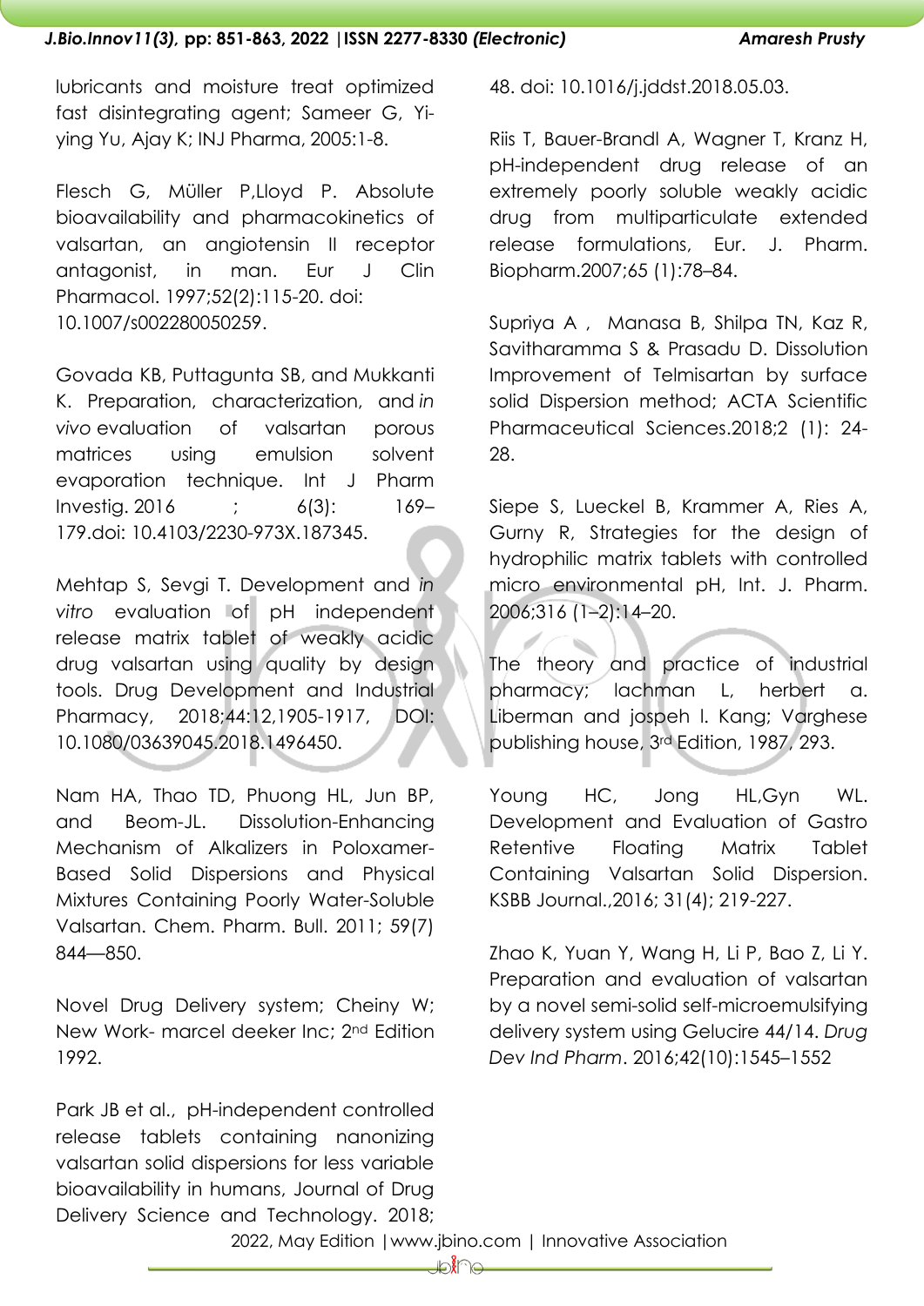lubricants and moisture treat optimized fast disintegrating agent; Sameer G, Yi-ying Yu, Ajay K; INJ Pharma, 2005:1-8.

Flesch G, Müller P,Lloyd P. Absolute bioavailability and pharmacokinetics of valsartan, an angiotensin II receptor antagonist, in man. Eur J Clin Pharmacol. 1997;52(2):115-20. doi: 10.1007/s002280050259.

Govada KB, Puttagunta SB, and Mukkanti K. Preparation, characterization, and *in vivo* evaluation of valsartan porous matrices using emulsion solvent evaporation technique. Int J Pharm Investig. 2016 ; 6(3): 169–179.doi: 10.4103/2230-973X.187345.

Mehtap S, Sevgi T. Development and *in vitro* evaluation of pH independent release matrix tablet of weakly acidic drug valsartan using quality by design tools. Drug Development and Industrial Pharmacy, 2018;44:12,1905-1917, DOI: 10.1080/03639045.2018.1496450.

Nam HA, Thao TD, Phuong HL, Jun BP, and Beom-JL. Dissolution-Enhancing Mechanism of Alkalizers in Poloxamer-Based Solid Dispersions and Physical Mixtures Containing Poorly Water-Soluble Valsartan. Chem. Pharm. Bull. 2011; 59(7) 844—850.

Novel Drug Delivery system; Cheiny W; New Work- marcel deeker Inc; 2nd Edition 1992.

Park JB et al., pH-independent controlled release tablets containing nanonizing valsartan solid dispersions for less variable bioavailability in humans, Journal of Drug Delivery Science and Technology. 2018; 48. doi: 10.1016/j.jddst.2018.05.03.

Riis T, Bauer-Brandl A, Wagner T, Kranz H, pH-independent drug release of an extremely poorly soluble weakly acidic drug from multiparticulate extended release formulations, Eur. J. Pharm. Biopharm.2007;65 (1):78–84.

Supriya A , Manasa B, Shilpa TN, Kaz R, Savitharamma S & Prasadu D. Dissolution Improvement of Telmisartan by surface solid Dispersion method; ACTA Scientific Pharmaceutical Sciences.2018;2 (1): 24-28.

Siepe S, Lueckel B, Krammer A, Ries A, Gurny R, Strategies for the design of hydrophilic matrix tablets with controlled micro environmental pH, Int. J. Pharm. 2006;316 (1–2):14–20.

The theory and practice of industrial pharmacy; lachman L, herbert a. Liberman and jospeh l. Kang; Varghese publishing house, 3rd Edition, 1987, 293.

Young HC, Jong HL,Gyn WL. Development and Evaluation of Gastro Retentive Floating Matrix Tablet Containing Valsartan Solid Dispersion. KSBB Journal.,2016; 31(4); 219-227.

Zhao K, Yuan Y, Wang H, Li P, Bao Z, Li Y. Preparation and evaluation of valsartan by a novel semi-solid self-microemulsifying delivery system using Gelucire 44/14. *Drug Dev Ind Pharm*. 2016;42(10):1545–1552